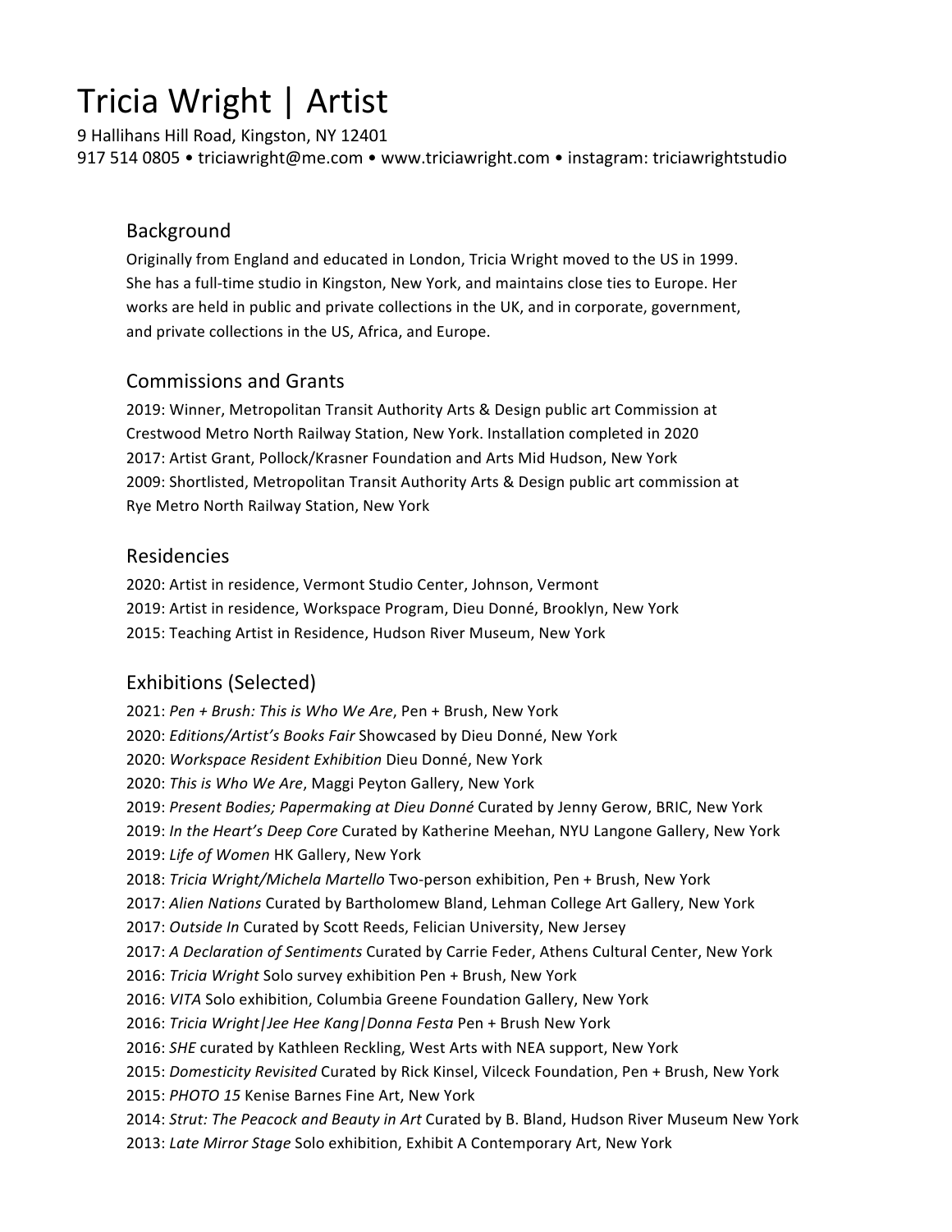# Tricia Wright | Artist

9 Hallihans Hill Road, Kingston, NY 12401
917 514 0805 • triciawright@me.com • www.triciawright.com • instagram: triciawrightstudio

## Background

Originally from England and educated in London, Tricia Wright moved to the US in 1999. She has a full-time studio in Kingston, New York, and maintains close ties to Europe. Her works are held in public and private collections in the UK, and in corporate, government, and private collections in the US, Africa, and Europe.

## Commissions and Grants

2019: Winner, Metropolitan Transit Authority Arts & Design public art Commission at Crestwood Metro North Railway Station, New York. Installation completed in 2020
2017: Artist Grant, Pollock/Krasner Foundation and Arts Mid Hudson, New York
2009: Shortlisted, Metropolitan Transit Authority Arts & Design public art commission at Rye Metro North Railway Station, New York

## Residencies

2020: Artist in residence, Vermont Studio Center, Johnson, Vermont
2019: Artist in residence, Workspace Program, Dieu Donné, Brooklyn, New York
2015: Teaching Artist in Residence, Hudson River Museum, New York

## Exhibitions (Selected)

2021: *Pen + Brush: This is Who We Are*, Pen + Brush, New York
2020: *Editions/Artist's Books Fair* Showcased by Dieu Donné, New York
2020: *Workspace Resident Exhibition* Dieu Donné, New York
2020: *This is Who We Are*, Maggi Peyton Gallery, New York
2019: *Present Bodies; Papermaking at Dieu Donné* Curated by Jenny Gerow, BRIC, New York
2019: *In the Heart's Deep Core* Curated by Katherine Meehan, NYU Langone Gallery, New York
2019: *Life of Women* HK Gallery, New York
2018: *Tricia Wright/Michela Martello* Two-person exhibition, Pen + Brush, New York
2017: *Alien Nations* Curated by Bartholomew Bland, Lehman College Art Gallery, New York
2017: *Outside In* Curated by Scott Reeds, Felician University, New Jersey
2017: *A Declaration of Sentiments* Curated by Carrie Feder, Athens Cultural Center, New York
2016: *Tricia Wright* Solo survey exhibition Pen + Brush, New York
2016: *VITA* Solo exhibition, Columbia Greene Foundation Gallery, New York
2016: *Tricia Wright|Jee Hee Kang|Donna Festa* Pen + Brush New York
2016: *SHE* curated by Kathleen Reckling, West Arts with NEA support, New York
2015: *Domesticity Revisited* Curated by Rick Kinsel, Vilcek Foundation, Pen + Brush, New York
2015: *PHOTO 15* Kenise Barnes Fine Art, New York
2014: *Strut: The Peacock and Beauty in Art* Curated by B. Bland, Hudson River Museum New York
2013: *Late Mirror Stage* Solo exhibition, Exhibit A Contemporary Art, New York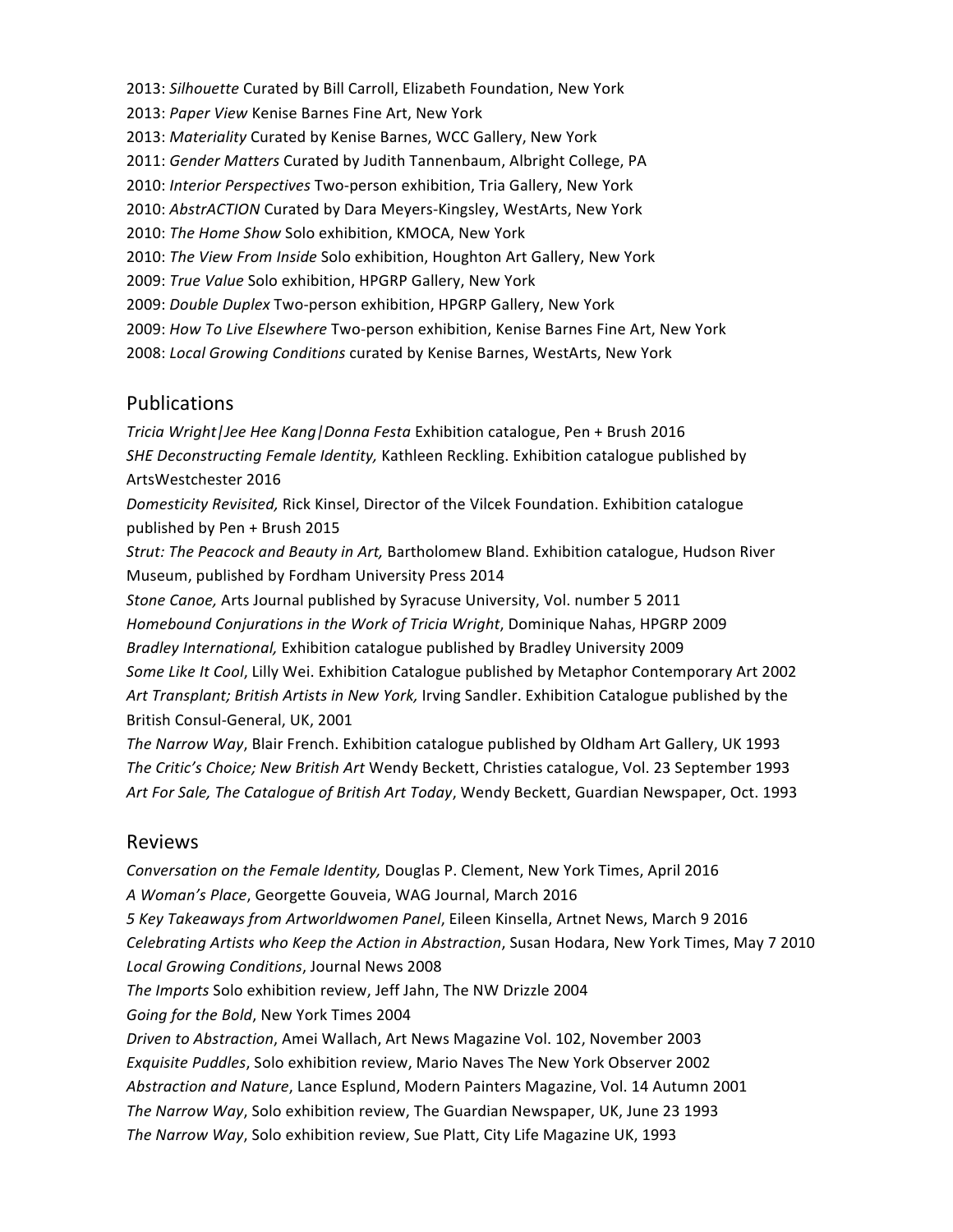2013: *Silhouette* Curated by Bill Carroll, Elizabeth Foundation, New York
2013: *Paper View* Kenise Barnes Fine Art, New York
2013: *Materiality* Curated by Kenise Barnes, WCC Gallery, New York
2011: *Gender Matters* Curated by Judith Tannenbaum, Albright College, PA
2010: *Interior Perspectives* Two-person exhibition, Tria Gallery, New York
2010: *AbstrACTION* Curated by Dara Meyers-Kingsley, WestArts, New York
2010: *The Home Show* Solo exhibition, KMOCA, New York
2010: *The View From Inside* Solo exhibition, Houghton Art Gallery, New York
2009: *True Value* Solo exhibition, HPGRP Gallery, New York
2009: *Double Duplex* Two-person exhibition, HPGRP Gallery, New York
2009: *How To Live Elsewhere* Two-person exhibition, Kenise Barnes Fine Art, New York
2008: *Local Growing Conditions* curated by Kenise Barnes, WestArts, New York

## Publications

*Tricia Wright|Jee Hee Kang|Donna Festa* Exhibition catalogue, Pen + Brush 2016
*SHE Deconstructing Female Identity,* Kathleen Reckling. Exhibition catalogue published by ArtsWestchester 2016
*Domesticity Revisited,* Rick Kinsel, Director of the Vilcek Foundation. Exhibition catalogue published by Pen + Brush 2015
*Strut: The Peacock and Beauty in Art,* Bartholomew Bland. Exhibition catalogue, Hudson River Museum, published by Fordham University Press 2014
*Stone Canoe,* Arts Journal published by Syracuse University, Vol. number 5 2011
*Homebound Conjurations in the Work of Tricia Wright*, Dominique Nahas, HPGRP 2009
*Bradley International,* Exhibition catalogue published by Bradley University 2009
*Some Like It Cool*, Lilly Wei. Exhibition Catalogue published by Metaphor Contemporary Art 2002
*Art Transplant; British Artists in New York,* Irving Sandler. Exhibition Catalogue published by the British Consul-General, UK, 2001
*The Narrow Way*, Blair French. Exhibition catalogue published by Oldham Art Gallery, UK 1993
*The Critic's Choice; New British Art* Wendy Beckett, Christies catalogue, Vol. 23 September 1993
*Art For Sale, The Catalogue of British Art Today*, Wendy Beckett, Guardian Newspaper, Oct. 1993

## Reviews

*Conversation on the Female Identity,* Douglas P. Clement, New York Times, April 2016
*A Woman's Place*, Georgette Gouveia, WAG Journal, March 2016
*5 Key Takeaways from Artworldwomen Panel*, Eileen Kinsella, Artnet News, March 9 2016
*Celebrating Artists who Keep the Action in Abstraction*, Susan Hodara, New York Times, May 7 2010
*Local Growing Conditions*, Journal News 2008
*The Imports* Solo exhibition review, Jeff Jahn, The NW Drizzle 2004
*Going for the Bold*, New York Times 2004
*Driven to Abstraction*, Amei Wallach, Art News Magazine Vol. 102, November 2003
*Exquisite Puddles*, Solo exhibition review, Mario Naves The New York Observer 2002
*Abstraction and Nature*, Lance Esplund, Modern Painters Magazine, Vol. 14 Autumn 2001
*The Narrow Way*, Solo exhibition review, The Guardian Newspaper, UK, June 23 1993
*The Narrow Way*, Solo exhibition review, Sue Platt, City Life Magazine UK, 1993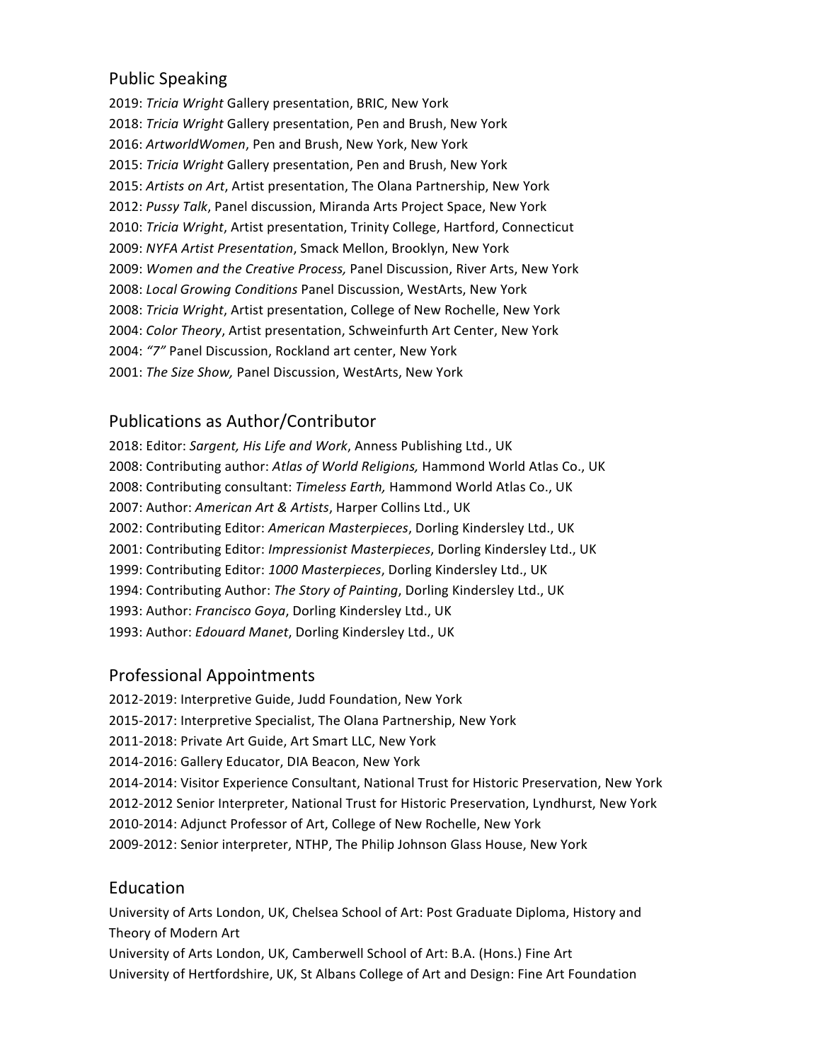## Public Speaking

2019: *Tricia Wright* Gallery presentation, BRIC, New York
2018: *Tricia Wright* Gallery presentation, Pen and Brush, New York
2016: *ArtworldWomen*, Pen and Brush, New York, New York
2015: *Tricia Wright* Gallery presentation, Pen and Brush, New York
2015: *Artists on Art*, Artist presentation, The Olana Partnership, New York
2012: *Pussy Talk*, Panel discussion, Miranda Arts Project Space, New York
2010: *Tricia Wright*, Artist presentation, Trinity College, Hartford, Connecticut
2009: *NYFA Artist Presentation*, Smack Mellon, Brooklyn, New York
2009: *Women and the Creative Process,* Panel Discussion, River Arts, New York
2008: *Local Growing Conditions* Panel Discussion, WestArts, New York
2008: *Tricia Wright*, Artist presentation, College of New Rochelle, New York
2004: *Color Theory*, Artist presentation, Schweinfurth Art Center, New York
2004: *"7"* Panel Discussion, Rockland art center, New York
2001: *The Size Show,* Panel Discussion, WestArts, New York

## Publications as Author/Contributor

2018: Editor: *Sargent, His Life and Work*, Anness Publishing Ltd., UK
2008: Contributing author: *Atlas of World Religions,* Hammond World Atlas Co., UK
2008: Contributing consultant: *Timeless Earth,* Hammond World Atlas Co., UK
2007: Author: *American Art & Artists*, Harper Collins Ltd., UK
2002: Contributing Editor: *American Masterpieces*, Dorling Kindersley Ltd., UK
2001: Contributing Editor: *Impressionist Masterpieces*, Dorling Kindersley Ltd., UK
1999: Contributing Editor: *1000 Masterpieces*, Dorling Kindersley Ltd., UK
1994: Contributing Author: *The Story of Painting*, Dorling Kindersley Ltd., UK
1993: Author: *Francisco Goya*, Dorling Kindersley Ltd., UK
1993: Author: *Edouard Manet*, Dorling Kindersley Ltd., UK

## Professional Appointments

2012-2019: Interpretive Guide, Judd Foundation, New York
2015-2017: Interpretive Specialist, The Olana Partnership, New York
2011-2018: Private Art Guide, Art Smart LLC, New York
2014-2016: Gallery Educator, DIA Beacon, New York
2014-2014: Visitor Experience Consultant, National Trust for Historic Preservation, New York
2012-2012 Senior Interpreter, National Trust for Historic Preservation, Lyndhurst, New York
2010-2014: Adjunct Professor of Art, College of New Rochelle, New York
2009-2012: Senior interpreter, NTHP, The Philip Johnson Glass House, New York

## Education

University of Arts London, UK, Chelsea School of Art: Post Graduate Diploma, History and Theory of Modern Art
University of Arts London, UK, Camberwell School of Art: B.A. (Hons.) Fine Art
University of Hertfordshire, UK, St Albans College of Art and Design: Fine Art Foundation